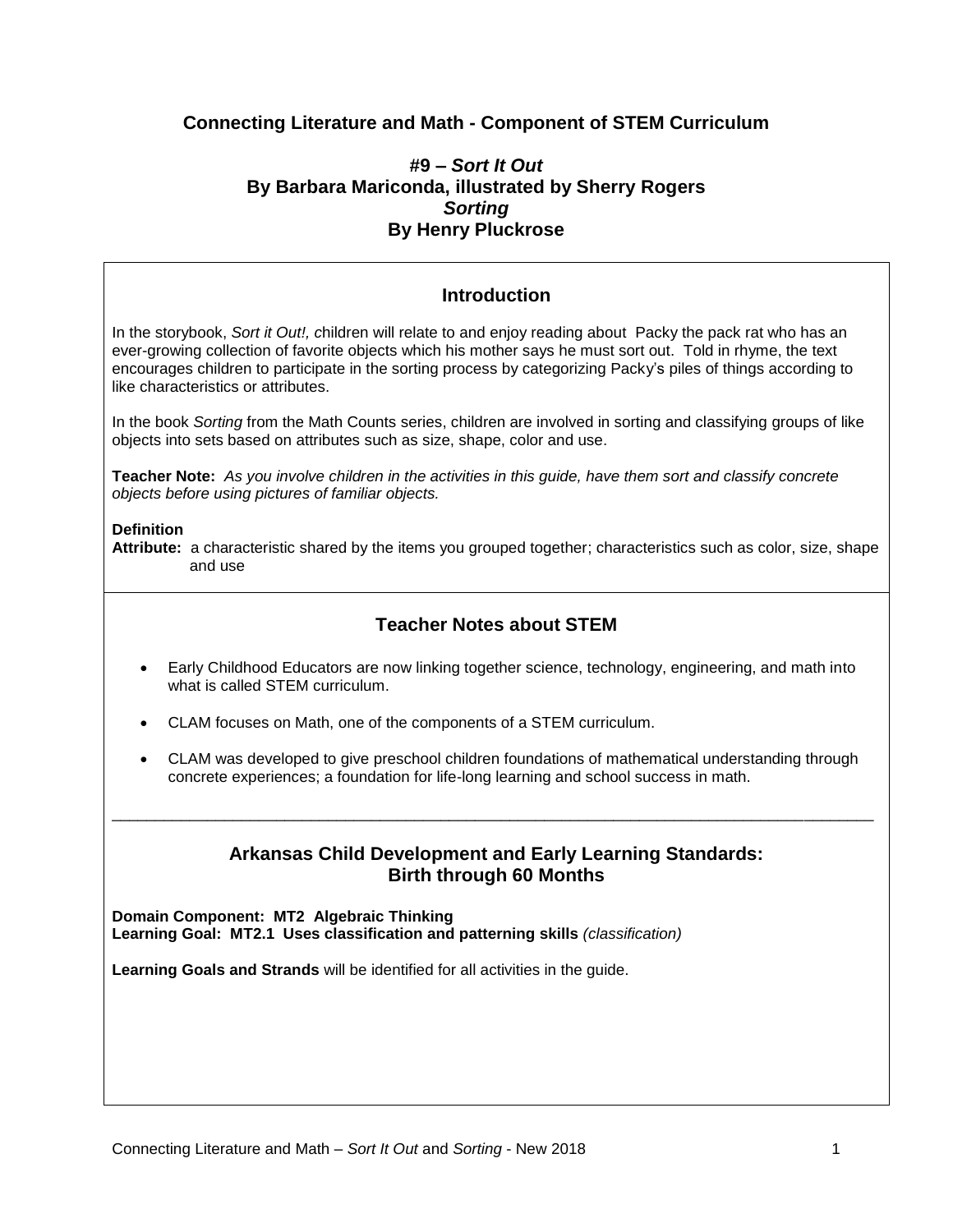# Connecting Literature and Math - Component of STEM Curriculum

## #9 – *Sort It Out*
## By Barbara Mariconda, illustrated by Sherry Rogers
## *Sorting*
## By Henry Pluckrose

### Introduction

In the storybook, *Sort it Out!, c*hildren will relate to and enjoy reading about Packy the pack rat who has an ever-growing collection of favorite objects which his mother says he must sort out. Told in rhyme, the text encourages children to participate in the sorting process by categorizing Packy's piles of things according to like characteristics or attributes.

In the book *Sorting* from the Math Counts series, children are involved in sorting and classifying groups of like objects into sets based on attributes such as size, shape, color and use.

**Teacher Note:** *As you involve children in the activities in this guide, have them sort and classify concrete objects before using pictures of familiar objects.*

**Definition**
**Attribute:** a characteristic shared by the items you grouped together; characteristics such as color, size, shape and use

### Teacher Notes about STEM

- Early Childhood Educators are now linking together science, technology, engineering, and math into what is called STEM curriculum.
- CLAM focuses on Math, one of the components of a STEM curriculum.
- CLAM was developed to give preschool children foundations of mathematical understanding through concrete experiences; a foundation for life-long learning and school success in math.

---

### Arkansas Child Development and Early Learning Standards: Birth through 60 Months

**Domain Component: MT2 Algebraic Thinking**
**Learning Goal: MT2.1 Uses classification and patterning skills** *(classification)*

**Learning Goals and Strands** will be identified for all activities in the guide.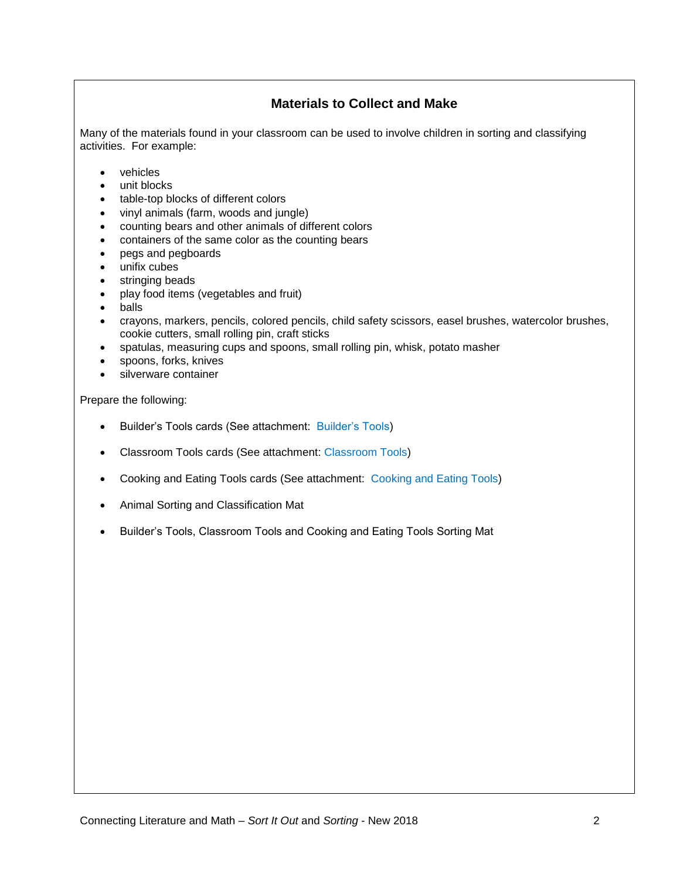## Materials to Collect and Make

Many of the materials found in your classroom can be used to involve children in sorting and classifying activities. For example:

- vehicles
- unit blocks
- table-top blocks of different colors
- vinyl animals (farm, woods and jungle)
- counting bears and other animals of different colors
- containers of the same color as the counting bears
- pegs and pegboards
- unifix cubes
- stringing beads
- play food items (vegetables and fruit)
- balls
- crayons, markers, pencils, colored pencils, child safety scissors, easel brushes, watercolor brushes, cookie cutters, small rolling pin, craft sticks
- spatulas, measuring cups and spoons, small rolling pin, whisk, potato masher
- spoons, forks, knives
- silverware container

Prepare the following:

- Builder's Tools cards (See attachment: Builder's Tools)
- Classroom Tools cards (See attachment: Classroom Tools)
- Cooking and Eating Tools cards (See attachment: Cooking and Eating Tools)
- Animal Sorting and Classification Mat
- Builder's Tools, Classroom Tools and Cooking and Eating Tools Sorting Mat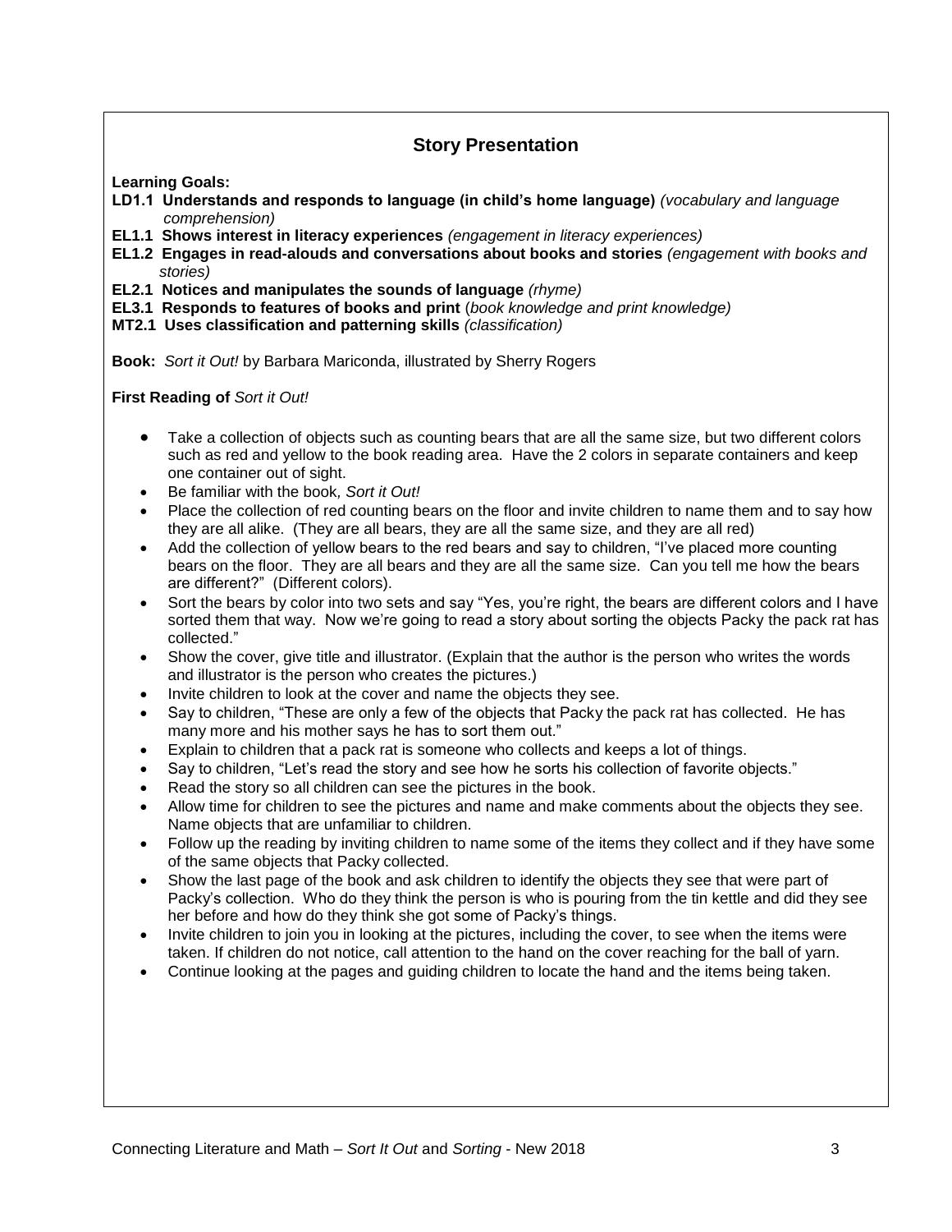## Story Presentation

**Learning Goals:**

**LD1.1 Understands and responds to language (in child's home language)** *(vocabulary and language comprehension)*

**EL1.1 Shows interest in literacy experiences** *(engagement in literacy experiences)*

**EL1.2 Engages in read-alouds and conversations about books and stories** *(engagement with books and stories)*

**EL2.1 Notices and manipulates the sounds of language** *(rhyme)*

**EL3.1 Responds to features of books and print** (*book knowledge and print knowledge)*

**MT2.1 Uses classification and patterning skills** *(classification)*

**Book:** *Sort it Out!* by Barbara Mariconda, illustrated by Sherry Rogers

**First Reading of** *Sort it Out!*

- Take a collection of objects such as counting bears that are all the same size, but two different colors such as red and yellow to the book reading area. Have the 2 colors in separate containers and keep one container out of sight.
- Be familiar with the book*, Sort it Out!*
- Place the collection of red counting bears on the floor and invite children to name them and to say how they are all alike. (They are all bears, they are all the same size, and they are all red)
- Add the collection of yellow bears to the red bears and say to children, "I've placed more counting bears on the floor. They are all bears and they are all the same size. Can you tell me how the bears are different?" (Different colors).
- Sort the bears by color into two sets and say "Yes, you're right, the bears are different colors and I have sorted them that way. Now we're going to read a story about sorting the objects Packy the pack rat has collected."
- Show the cover, give title and illustrator. (Explain that the author is the person who writes the words and illustrator is the person who creates the pictures.)
- Invite children to look at the cover and name the objects they see.
- Say to children, "These are only a few of the objects that Packy the pack rat has collected. He has many more and his mother says he has to sort them out."
- Explain to children that a pack rat is someone who collects and keeps a lot of things.
- Say to children, "Let's read the story and see how he sorts his collection of favorite objects."
- Read the story so all children can see the pictures in the book.
- Allow time for children to see the pictures and name and make comments about the objects they see. Name objects that are unfamiliar to children.
- Follow up the reading by inviting children to name some of the items they collect and if they have some of the same objects that Packy collected.
- Show the last page of the book and ask children to identify the objects they see that were part of Packy's collection. Who do they think the person is who is pouring from the tin kettle and did they see her before and how do they think she got some of Packy's things.
- Invite children to join you in looking at the pictures, including the cover, to see when the items were taken. If children do not notice, call attention to the hand on the cover reaching for the ball of yarn.
- Continue looking at the pages and guiding children to locate the hand and the items being taken.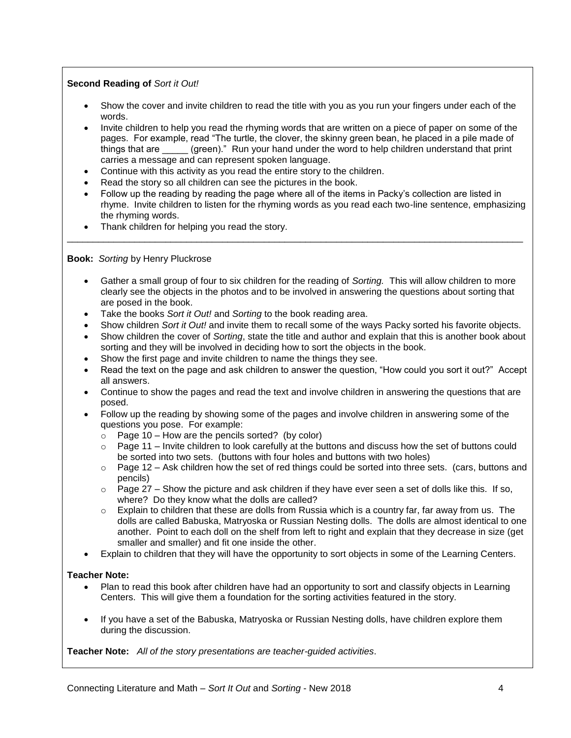**Second Reading of** *Sort it Out!*

- Show the cover and invite children to read the title with you as you run your fingers under each of the words.
- Invite children to help you read the rhyming words that are written on a piece of paper on some of the pages. For example, read "The turtle, the clover, the skinny green bean, he placed in a pile made of things that are _____ (green)." Run your hand under the word to help children understand that print carries a message and can represent spoken language.
- Continue with this activity as you read the entire story to the children.
- Read the story so all children can see the pictures in the book.
- Follow up the reading by reading the page where all of the items in Packy's collection are listed in rhyme. Invite children to listen for the rhyming words as you read each two-line sentence, emphasizing the rhyming words.
- Thank children for helping you read the story.

---

**Book:** *Sorting* by Henry Pluckrose

- Gather a small group of four to six children for the reading of *Sorting.* This will allow children to more clearly see the objects in the photos and to be involved in answering the questions about sorting that are posed in the book.
- Take the books *Sort it Out!* and *Sorting* to the book reading area.
- Show children *Sort it Out!* and invite them to recall some of the ways Packy sorted his favorite objects.
- Show children the cover of *Sorting*, state the title and author and explain that this is another book about sorting and they will be involved in deciding how to sort the objects in the book.
- Show the first page and invite children to name the things they see.
- Read the text on the page and ask children to answer the question, "How could you sort it out?" Accept all answers.
- Continue to show the pages and read the text and involve children in answering the questions that are posed.
- Follow up the reading by showing some of the pages and involve children in answering some of the questions you pose. For example:
  - Page 10 – How are the pencils sorted? (by color)
  - Page 11 – Invite children to look carefully at the buttons and discuss how the set of buttons could be sorted into two sets. (buttons with four holes and buttons with two holes)
  - Page 12 – Ask children how the set of red things could be sorted into three sets. (cars, buttons and pencils)
  - Page 27 – Show the picture and ask children if they have ever seen a set of dolls like this. If so, where? Do they know what the dolls are called?
  - Explain to children that these are dolls from Russia which is a country far, far away from us. The dolls are called Babuska, Matryoska or Russian Nesting dolls. The dolls are almost identical to one another. Point to each doll on the shelf from left to right and explain that they decrease in size (get smaller and smaller) and fit one inside the other.
- Explain to children that they will have the opportunity to sort objects in some of the Learning Centers.

**Teacher Note:**

- Plan to read this book after children have had an opportunity to sort and classify objects in Learning Centers. This will give them a foundation for the sorting activities featured in the story.
- If you have a set of the Babuska, Matryoska or Russian Nesting dolls, have children explore them during the discussion.

**Teacher Note:** *All of the story presentations are teacher-guided activities*.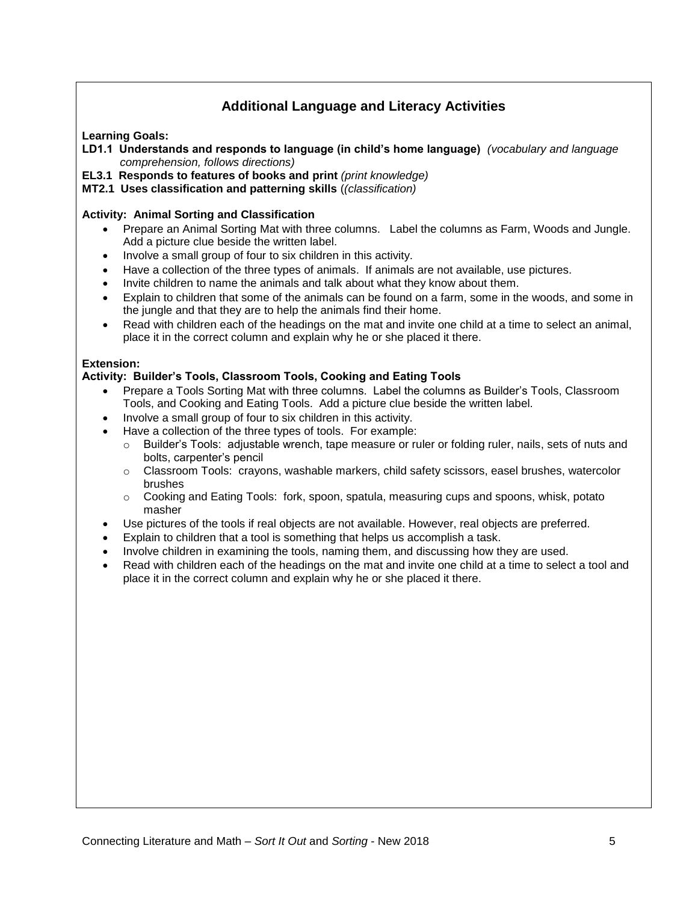## Additional Language and Literacy Activities

**Learning Goals:**

**LD1.1 Understands and responds to language (in child's home language)** *(vocabulary and language comprehension, follows directions)*

**EL3.1 Responds to features of books and print** *(print knowledge)*

**MT2.1 Uses classification and patterning skills** (*(classification)*

**Activity: Animal Sorting and Classification**

- Prepare an Animal Sorting Mat with three columns. Label the columns as Farm, Woods and Jungle. Add a picture clue beside the written label.
- Involve a small group of four to six children in this activity.
- Have a collection of the three types of animals. If animals are not available, use pictures.
- Invite children to name the animals and talk about what they know about them.
- Explain to children that some of the animals can be found on a farm, some in the woods, and some in the jungle and that they are to help the animals find their home.
- Read with children each of the headings on the mat and invite one child at a time to select an animal, place it in the correct column and explain why he or she placed it there.

**Extension:**

**Activity: Builder's Tools, Classroom Tools, Cooking and Eating Tools**

- Prepare a Tools Sorting Mat with three columns. Label the columns as Builder's Tools, Classroom Tools, and Cooking and Eating Tools. Add a picture clue beside the written label.
- Involve a small group of four to six children in this activity.
- Have a collection of the three types of tools. For example:
  - Builder's Tools: adjustable wrench, tape measure or ruler or folding ruler, nails, sets of nuts and bolts, carpenter's pencil
  - Classroom Tools: crayons, washable markers, child safety scissors, easel brushes, watercolor brushes
  - Cooking and Eating Tools: fork, spoon, spatula, measuring cups and spoons, whisk, potato masher
- Use pictures of the tools if real objects are not available. However, real objects are preferred.
- Explain to children that a tool is something that helps us accomplish a task.
- Involve children in examining the tools, naming them, and discussing how they are used.
- Read with children each of the headings on the mat and invite one child at a time to select a tool and place it in the correct column and explain why he or she placed it there.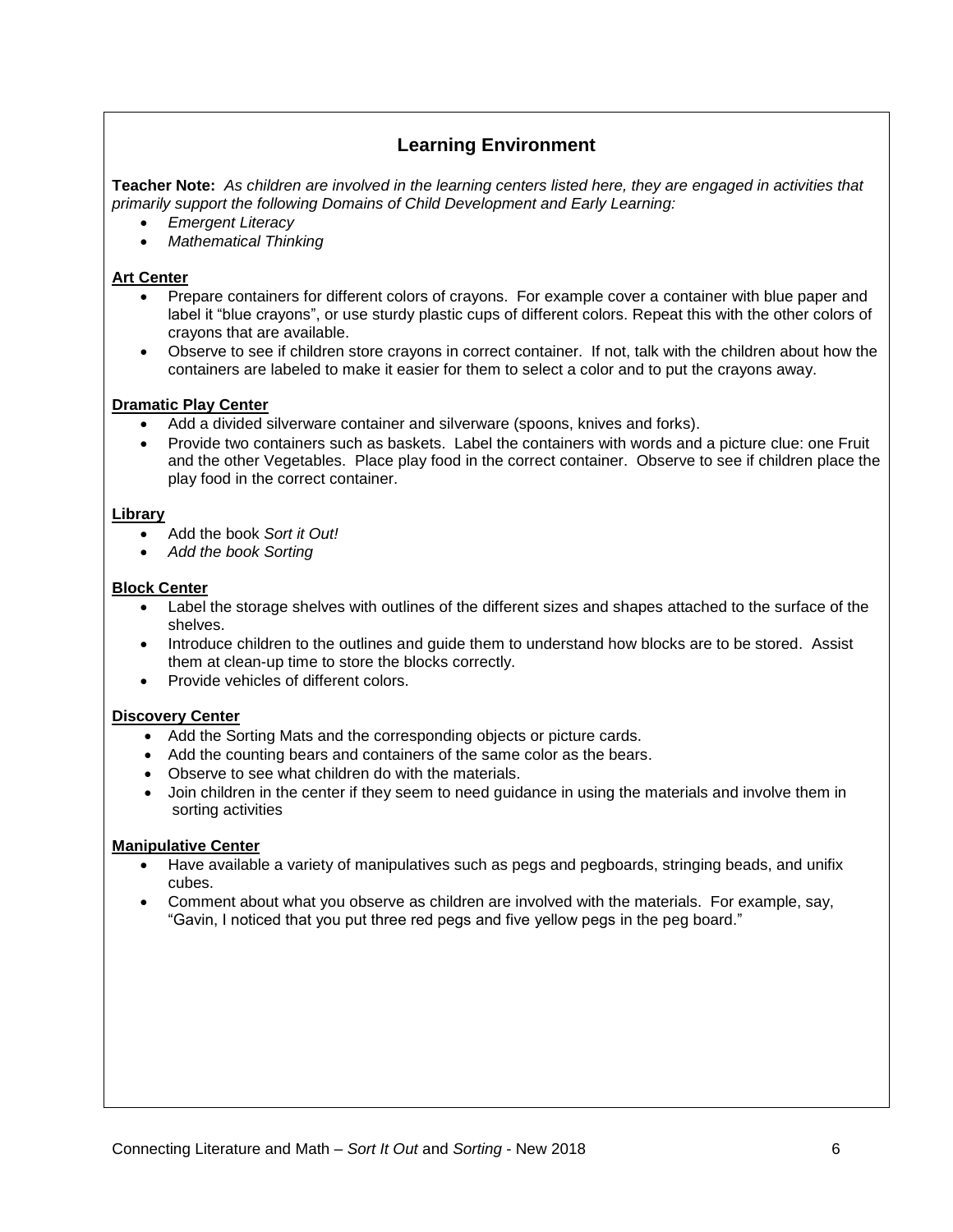## Learning Environment

**Teacher Note:** *As children are involved in the learning centers listed here, they are engaged in activities that primarily support the following Domains of Child Development and Early Learning:*

- *Emergent Literacy*
- *Mathematical Thinking*

**Art Center**

- Prepare containers for different colors of crayons. For example cover a container with blue paper and label it "blue crayons", or use sturdy plastic cups of different colors. Repeat this with the other colors of crayons that are available.
- Observe to see if children store crayons in correct container. If not, talk with the children about how the containers are labeled to make it easier for them to select a color and to put the crayons away.

**Dramatic Play Center**

- Add a divided silverware container and silverware (spoons, knives and forks).
- Provide two containers such as baskets. Label the containers with words and a picture clue: one Fruit and the other Vegetables. Place play food in the correct container. Observe to see if children place the play food in the correct container.

**Library**

- Add the book *Sort it Out!*
- *Add the book Sorting*

**Block Center**

- Label the storage shelves with outlines of the different sizes and shapes attached to the surface of the shelves.
- Introduce children to the outlines and guide them to understand how blocks are to be stored. Assist them at clean-up time to store the blocks correctly.
- Provide vehicles of different colors.

**Discovery Center**

- Add the Sorting Mats and the corresponding objects or picture cards.
- Add the counting bears and containers of the same color as the bears.
- Observe to see what children do with the materials.
- Join children in the center if they seem to need guidance in using the materials and involve them in sorting activities

**Manipulative Center**

- Have available a variety of manipulatives such as pegs and pegboards, stringing beads, and unifix cubes.
- Comment about what you observe as children are involved with the materials. For example, say, "Gavin, I noticed that you put three red pegs and five yellow pegs in the peg board."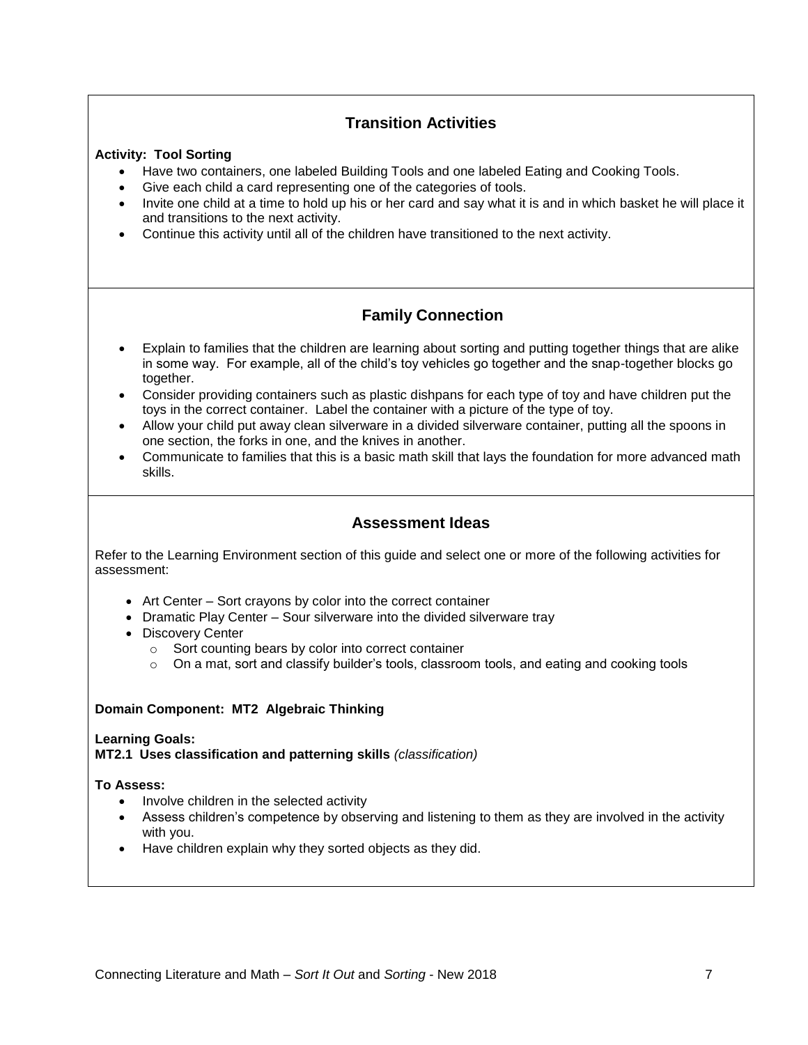## Transition Activities

**Activity: Tool Sorting**

- Have two containers, one labeled Building Tools and one labeled Eating and Cooking Tools.
- Give each child a card representing one of the categories of tools.
- Invite one child at a time to hold up his or her card and say what it is and in which basket he will place it and transitions to the next activity.
- Continue this activity until all of the children have transitioned to the next activity.

## Family Connection

- Explain to families that the children are learning about sorting and putting together things that are alike in some way. For example, all of the child's toy vehicles go together and the snap-together blocks go together.
- Consider providing containers such as plastic dishpans for each type of toy and have children put the toys in the correct container. Label the container with a picture of the type of toy.
- Allow your child put away clean silverware in a divided silverware container, putting all the spoons in one section, the forks in one, and the knives in another.
- Communicate to families that this is a basic math skill that lays the foundation for more advanced math skills.

## Assessment Ideas

Refer to the Learning Environment section of this guide and select one or more of the following activities for assessment:

- Art Center – Sort crayons by color into the correct container
- Dramatic Play Center – Sour silverware into the divided silverware tray
- Discovery Center
  - Sort counting bears by color into correct container
  - On a mat, sort and classify builder's tools, classroom tools, and eating and cooking tools

**Domain Component: MT2 Algebraic Thinking**

**Learning Goals:**
**MT2.1 Uses classification and patterning skills** *(classification)*

**To Assess:**

- Involve children in the selected activity
- Assess children's competence by observing and listening to them as they are involved in the activity with you.
- Have children explain why they sorted objects as they did.